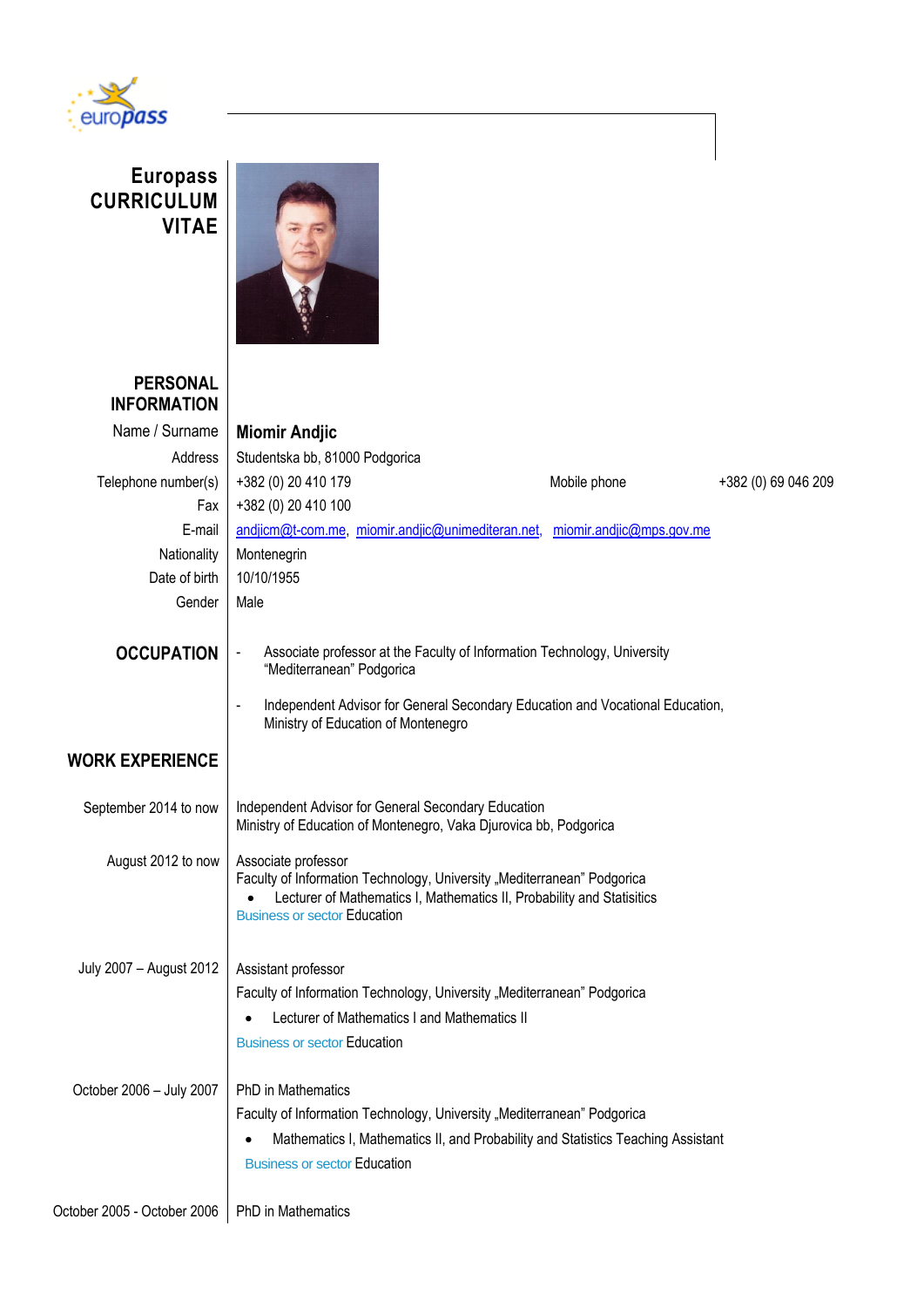# Europass CURRICULUM VITAE

## PERSONAL INFORMATION

| | |
|---|---|
| Name / Surname | **Miomir Andjic** |
| Address | Studentska bb, 81000 Podgorica |
| Telephone number(s) | +382 (0) 20 410 179 — Mobile phone: +382 (0) 69 046 209 |
| Fax | +382 (0) 20 410 100 |
| E-mail | andjicm@t-com.me, miomir.andjic@unimediteran.net, miomir.andjic@mps.gov.me |
| Nationality | Montenegrin |
| Date of birth | 10/10/1955 |
| Gender | Male |

## OCCUPATION

- Associate professor at the Faculty of Information Technology, University "Mediterranean" Podgorica
- Independent Advisor for General Secondary Education and Vocational Education, Ministry of Education of Montenegro

## WORK EXPERIENCE

**September 2014 to now**

Independent Advisor for General Secondary Education
Ministry of Education of Montenegro, Vaka Djurovica bb, Podgorica

**August 2012 to now**

Associate professor
Faculty of Information Technology, University „Mediterranean" Podgorica

- Lecturer of Mathematics I, Mathematics II, Probability and Statisitics

Business or sector Education

**July 2007 – August 2012**

Assistant professor

Faculty of Information Technology, University „Mediterranean" Podgorica

- Lecturer of Mathematics I and Mathematics II

Business or sector Education

**October 2006 – July 2007**

PhD in Mathematics

Faculty of Information Technology, University „Mediterranean" Podgorica

- Mathematics I, Mathematics II, and Probability and Statistics Teaching Assistant

Business or sector Education

**October 2005 - October 2006**

PhD in Mathematics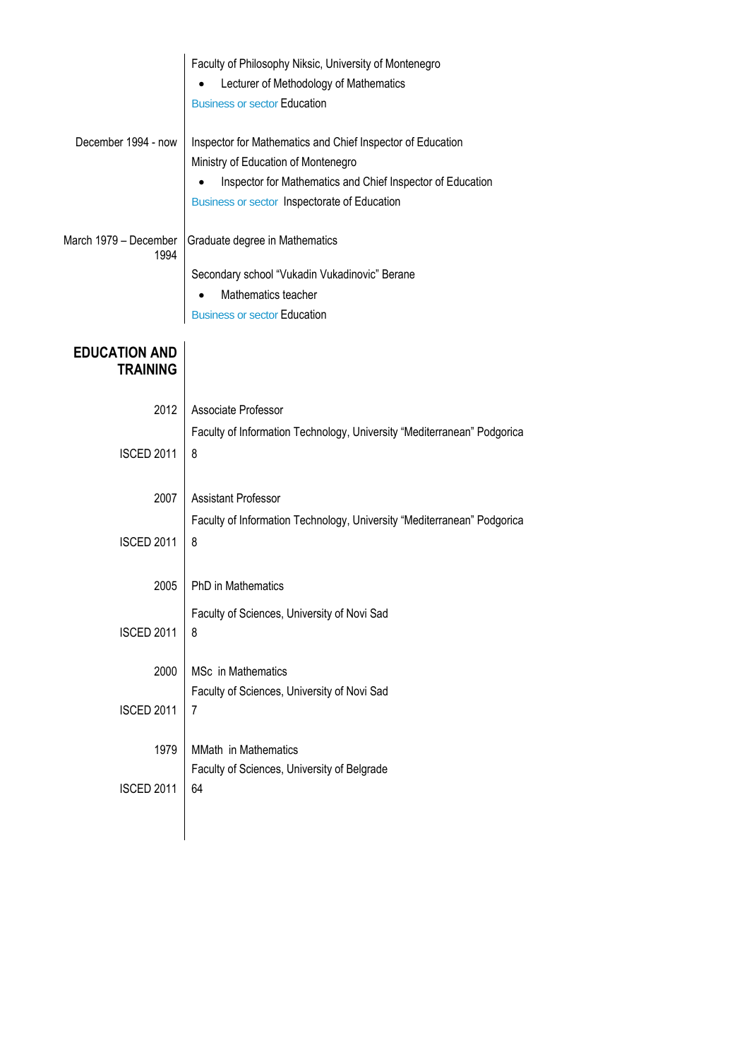Faculty of Philosophy Niksic, University of Montenegro

- Lecturer of Methodology of Mathematics

Business or sector Education

December 1994 - now

Inspector for Mathematics and Chief Inspector of Education

Ministry of Education of Montenegro

- Inspector for Mathematics and Chief Inspector of Education

Business or sector Inspectorate of Education

March 1979 – December 1994

Graduate degree in Mathematics

Secondary school “Vukadin Vukadinovic” Berane

- Mathematics teacher

Business or sector Education

## EDUCATION AND TRAINING

2012

Associate Professor

Faculty of Information Technology, University “Mediterranean” Podgorica

ISCED 2011 8

2007

Assistant Professor

Faculty of Information Technology, University “Mediterranean” Podgorica

ISCED 2011 8

2005

PhD in Mathematics

Faculty of Sciences, University of Novi Sad

ISCED 2011 8

2000

MSc in Mathematics

Faculty of Sciences, University of Novi Sad

ISCED 2011 7

1979

MMath in Mathematics

Faculty of Sciences, University of Belgrade

ISCED 2011 64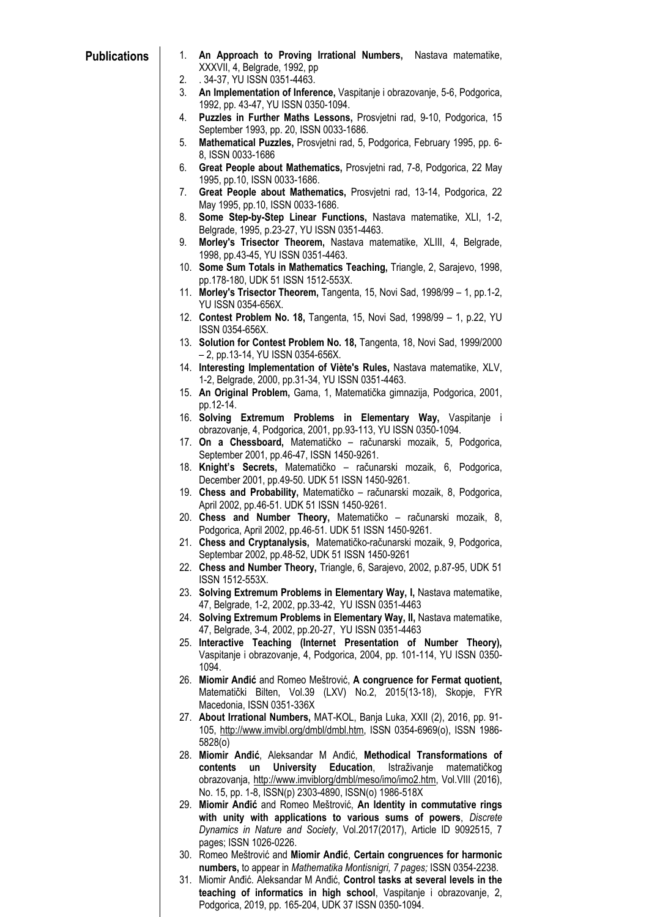**Publications**

1. **An Approach to Proving Irrational Numbers,** Nastava matematike, XXXVII, 4, Belgrade, 1992, pp
2. . 34-37, YU ISSN 0351-4463.
3. **An Implementation of Inference,** Vaspitanje i obrazovanje, 5-6, Podgorica, 1992, pp. 43-47, YU ISSN 0350-1094.
4. **Puzzles in Further Maths Lessons,** Prosvjetni rad, 9-10, Podgorica, 15 September 1993, pp. 20, ISSN 0033-1686.
5. **Mathematical Puzzles,** Prosvjetni rad, 5, Podgorica, February 1995, pp. 6-8, ISSN 0033-1686
6. **Great People about Mathematics,** Prosvjetni rad, 7-8, Podgorica, 22 May 1995, pp.10, ISSN 0033-1686.
7. **Great People about Mathematics,** Prosvjetni rad, 13-14, Podgorica, 22 May 1995, pp.10, ISSN 0033-1686.
8. **Some Step-by-Step Linear Functions,** Nastava matematike, XLI, 1-2, Belgrade, 1995, p.23-27, YU ISSN 0351-4463.
9. **Morley's Trisector Theorem,** Nastava matematike, XLIII, 4, Belgrade, 1998, pp.43-45, YU ISSN 0351-4463.
10. **Some Sum Totals in Mathematics Teaching,** Triangle, 2, Sarajevo, 1998, pp.178-180, UDK 51 ISSN 1512-553X.
11. **Morley's Trisector Theorem,** Tangenta, 15, Novi Sad, 1998/99 – 1, pp.1-2, YU ISSN 0354-656X.
12. **Contest Problem No. 18,** Tangenta, 15, Novi Sad, 1998/99 – 1, p.22, YU ISSN 0354-656X.
13. **Solution for Contest Problem No. 18,** Tangenta, 18, Novi Sad, 1999/2000 – 2, pp.13-14, YU ISSN 0354-656X.
14. **Interesting Implementation of Viète's Rules,** Nastava matematike, XLV, 1-2, Belgrade, 2000, pp.31-34, YU ISSN 0351-4463.
15. **An Original Problem,** Gama, 1, Matematička gimnazija, Podgorica, 2001, pp.12-14.
16. **Solving Extremum Problems in Elementary Way,** Vaspitanje i obrazovanje, 4, Podgorica, 2001, pp.93-113, YU ISSN 0350-1094.
17. **On a Chessboard,** Matematičko – računarski mozaik, 5, Podgorica, September 2001, pp.46-47, ISSN 1450-9261.
18. **Knight's Secrets,** Matematičko – računarski mozaik, 6, Podgorica, December 2001, pp.49-50. UDK 51 ISSN 1450-9261.
19. **Chess and Probability,** Matematičko – računarski mozaik, 8, Podgorica, April 2002, pp.46-51. UDK 51 ISSN 1450-9261.
20. **Chess and Number Theory,** Matematičko – računarski mozaik, 8, Podgorica, April 2002, pp.46-51. UDK 51 ISSN 1450-9261.
21. **Chess and Cryptanalysis,** Matematičko-računarski mozaik, 9, Podgorica, Septembar 2002, pp.48-52, UDK 51 ISSN 1450-9261
22. **Chess and Number Theory,** Triangle, 6, Sarajevo, 2002, p.87-95, UDK 51 ISSN 1512-553X.
23. **Solving Extremum Problems in Elementary Way, I,** Nastava matematike, 47, Belgrade, 1-2, 2002, pp.33-42, YU ISSN 0351-4463
24. **Solving Extremum Problems in Elementary Way, II,** Nastava matematike, 47, Belgrade, 3-4, 2002, pp.20-27, YU ISSN 0351-4463
25. **Interactive Teaching (Internet Presentation of Number Theory),** Vaspitanje i obrazovanje, 4, Podgorica, 2004, pp. 101-114, YU ISSN 0350-1094.
26. **Miomir Anđić** and Romeo Meštrović, **A congruence for Fermat quotient,** Matematički Bilten, Vol.39 (LXV) No.2, 2015(13-18), Skopje, FYR Macedonia, ISSN 0351-336X
27. **About Irrational Numbers,** MAT-KOL, Banja Luka, XXII (2), 2016, pp. 91-105, http://www.imvibl.org/dmbl/dmbl.htm, ISSN 0354-6969(o), ISSN 1986-5828(o)
28. **Miomir Anđić**, Aleksandar M Anđić, **Methodical Transformations of contents un University Education**, Istraživanje matematičkog obrazovanja, http://www.imviblorg/dmbl/meso/imo/imo2.htm, Vol.VIII (2016), No. 15, pp. 1-8, ISSN(p) 2303-4890, ISSN(o) 1986-518X
29. **Miomir Anđić** and Romeo Meštrović, **An Identity in commutative rings with unity with applications to various sums of powers**, *Discrete Dynamics in Nature and Society*, Vol.2017(2017), Article ID 9092515, 7 pages; ISSN 1026-0226.
30. Romeo Meštrović and **Miomir Anđić**, **Certain congruences for harmonic numbers,** to appear in *Mathematika Montisnigri, 7 pages;* ISSN 0354-2238.
31. Miomir Anđić. Aleksandar M Anđić, **Control tasks at several levels in the teaching of informatics in high school**, Vaspitanje i obrazovanje, 2, Podgorica, 2019, pp. 165-204, UDK 37 ISSN 0350-1094.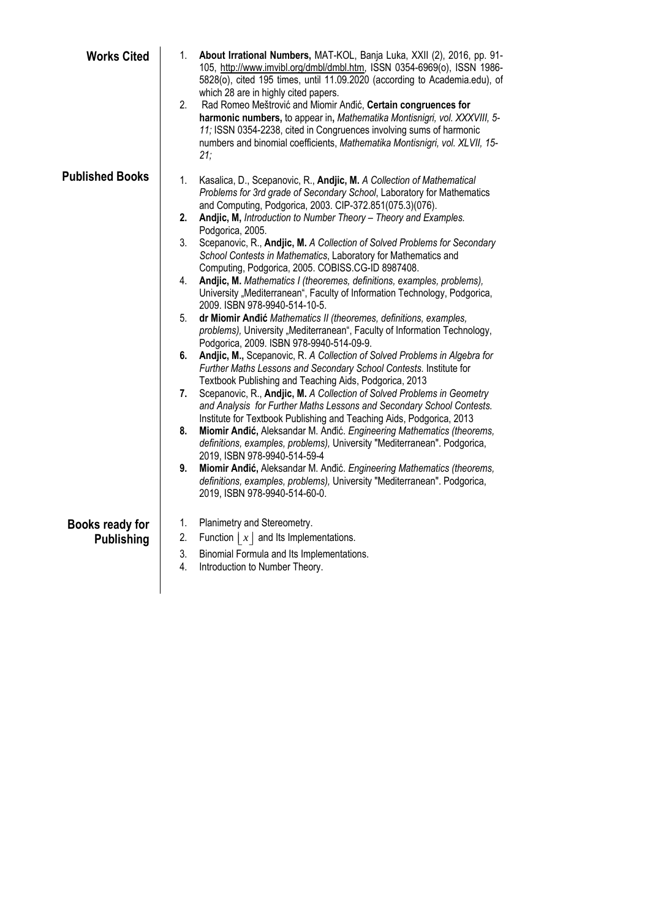## Works Cited

1. **About Irrational Numbers,** MAT-KOL, Banja Luka, XXII (2), 2016, pp. 91-105, http://www.imvibl.org/dmbl/dmbl.htm, ISSN 0354-6969(o), ISSN 1986-5828(o), cited 195 times, until 11.09.2020 (according to Academia.edu), of which 28 are in highly cited papers.
2. Rad Romeo Meštrović and Miomir Anđić, **Certain congruences for harmonic numbers,** to appear in**,** *Mathematika Montisnigri, vol. XXXVIII, 5-11;* ISSN 0354-2238, cited in Congruences involving sums of harmonic numbers and binomial coefficients, *Mathematika Montisnigri, vol. XLVII, 15-21;*

## Published Books

1. Kasalica, D., Scepanovic, R., **Andjic, M.** *A Collection of Mathematical Problems for 3rd grade of Secondary School*, Laboratory for Mathematics and Computing, Podgorica, 2003. CIP-372.851(075.3)(076).
2. **Andjic, M,** *Introduction to Number Theory – Theory and Examples.* Podgorica, 2005.
3. Scepanovic, R., **Andjic, M.** *A Collection of Solved Problems for Secondary School Contests in Mathematics*, Laboratory for Mathematics and Computing, Podgorica, 2005. COBISS.CG-ID 8987408.
4. **Andjic, M.** *Mathematics I (theoremes, definitions, examples, problems),* University „Mediterranean", Faculty of Information Technology, Podgorica, 2009. ISBN 978-9940-514-10-5.
5. **dr Miomir Anđić** *Mathematics II (theoremes, definitions, examples, problems),* University „Mediterranean", Faculty of Information Technology, Podgorica, 2009. ISBN 978-9940-514-09-9.
6. **Andjic, M.,** Scepanovic, R. *A Collection of Solved Problems in Algebra for Further Maths Lessons and Secondary School Contests.* Institute for Textbook Publishing and Teaching Aids, Podgorica, 2013
7. Scepanovic, R., **Andjic, M.** *A Collection of Solved Problems in Geometry and Analysis for Further Maths Lessons and Secondary School Contests.* Institute for Textbook Publishing and Teaching Aids, Podgorica, 2013
8. **Miomir Anđić,** Aleksandar M. Anđić. *Engineering Mathematics (theorems, definitions, examples, problems),* University "Mediterranean". Podgorica, 2019, ISBN 978-9940-514-59-4
9. **Miomir Anđić,** Aleksandar M. Anđić. *Engineering Mathematics (theorems, definitions, examples, problems),* University "Mediterranean". Podgorica, 2019, ISBN 978-9940-514-60-0.

## Books ready for Publishing

1. Planimetry and Stereometry.
2. Function $\lfloor x \rfloor$ and Its Implementations.
3. Binomial Formula and Its Implementations.
4. Introduction to Number Theory.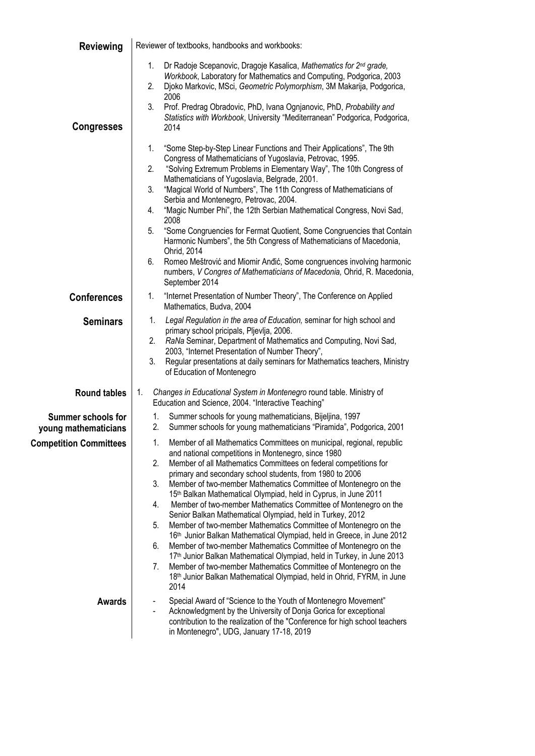## Reviewing

Reviewer of textbooks, handbooks and workbooks:

1. Dr Radoje Scepanovic, Dragoje Kasalica, *Mathematics for 2nd grade, Workbook*, Laboratory for Mathematics and Computing, Podgorica, 2003
2. Djoko Markovic, MSci, *Geometric Polymorphism*, 3M Makarija, Podgorica, 2006
3. Prof. Predrag Obradovic, PhD, Ivana Ognjanovic, PhD, *Probability and Statistics with Workbook*, University "Mediterranean" Podgorica, Podgorica, 2014

## Congresses

1. "Some Step-by-Step Linear Functions and Their Applications", The 9th Congress of Mathematicians of Yugoslavia, Petrovac, 1995.
2. "Solving Extremum Problems in Elementary Way", The 10th Congress of Mathematicians of Yugoslavia, Belgrade, 2001.
3. "Magical World of Numbers", The 11th Congress of Mathematicians of Serbia and Montenegro, Petrovac, 2004.
4. "Magic Number Phi", the 12th Serbian Mathematical Congress, Novi Sad, 2008
5. "Some Congruencies for Fermat Quotient, Some Congruencies that Contain Harmonic Numbers", the 5th Congress of Mathematicians of Macedonia, Ohrid, 2014
6. Romeo Meštrović and Miomir Anđić, Some congruences involving harmonic numbers, *V Congres of Mathematicians of Macedonia,* Ohrid, R. Macedonia, September 2014

## Conferences

1. "Internet Presentation of Number Theory", The Conference on Applied Mathematics, Budva, 2004

## Seminars

1. *Legal Regulation in the area of Education,* seminar for high school and primary school pricipals, Pljevlja, 2006.
2. *RaNa* Seminar, Department of Mathematics and Computing, Novi Sad, 2003, "Internet Presentation of Number Theory",
3. Regular presentations at daily seminars for Mathematics teachers, Ministry of Education of Montenegro

## Round tables

1. *Changes in Educational System in Montenegro* round table. Ministry of Education and Science, 2004. "Interactive Teaching"

## Summer schools for young mathematicians

1. Summer schools for young mathematicians, Bijeljina, 1997
2. Summer schools for young mathematicians "Piramida", Podgorica, 2001

## Competition Committees

1. Member of all Mathematics Committees on municipal, regional, republic and national competitions in Montenegro, since 1980
2. Member of all Mathematics Committees on federal competitions for primary and secondary school students, from 1980 to 2006
3. Member of two-member Mathematics Committee of Montenegro on the 15th Balkan Mathematical Olympiad, held in Cyprus, in June 2011
4. Member of two-member Mathematics Committee of Montenegro on the Senior Balkan Mathematical Olympiad, held in Turkey, 2012
5. Member of two-member Mathematics Committee of Montenegro on the 16th Junior Balkan Mathematical Olympiad, held in Greece, in June 2012
6. Member of two-member Mathematics Committee of Montenegro on the 17th Junior Balkan Mathematical Olympiad, held in Turkey, in June 2013
7. Member of two-member Mathematics Committee of Montenegro on the 18th Junior Balkan Mathematical Olympiad, held in Ohrid, FYRM, in June 2014

## Awards

- Special Award of "Science to the Youth of Montenegro Movement"
- Acknowledgment by the University of Donja Gorica for exceptional contribution to the realization of the "Conference for high school teachers in Montenegro", UDG, January 17-18, 2019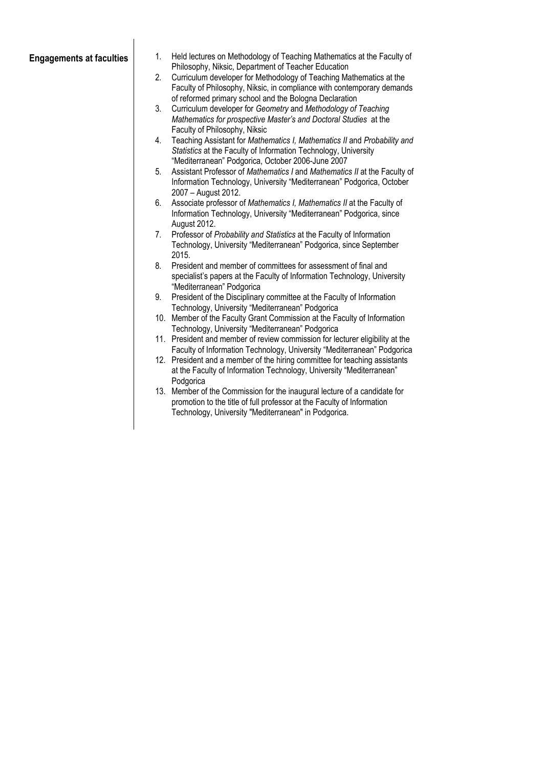**Engagements at faculties**

1. Held lectures on Methodology of Teaching Mathematics at the Faculty of Philosophy, Niksic, Department of Teacher Education
2. Curriculum developer for Methodology of Teaching Mathematics at the Faculty of Philosophy, Niksic, in compliance with contemporary demands of reformed primary school and the Bologna Declaration
3. Curriculum developer for *Geometry* and *Methodology of Teaching Mathematics for prospective Master's and Doctoral Studies* at the Faculty of Philosophy, Niksic
4. Teaching Assistant for *Mathematics I, Mathematics II* and *Probability and Statistics* at the Faculty of Information Technology, University "Mediterranean" Podgorica, October 2006-June 2007
5. Assistant Professor of *Mathematics I* and *Mathematics II* at the Faculty of Information Technology, University "Mediterranean" Podgorica, October 2007 – August 2012.
6. Associate professor of *Mathematics I, Mathematics II* at the Faculty of Information Technology, University "Mediterranean" Podgorica, since August 2012.
7. Professor of *Probability and Statistics* at the Faculty of Information Technology, University "Mediterranean" Podgorica, since September 2015.
8. President and member of committees for assessment of final and specialist's papers at the Faculty of Information Technology, University "Mediterranean" Podgorica
9. President of the Disciplinary committee at the Faculty of Information Technology, University "Mediterranean" Podgorica
10. Member of the Faculty Grant Commission at the Faculty of Information Technology, University "Mediterranean" Podgorica
11. President and member of review commission for lecturer eligibility at the Faculty of Information Technology, University "Mediterranean" Podgorica
12. President and a member of the hiring committee for teaching assistants at the Faculty of Information Technology, University "Mediterranean" Podgorica
13. Member of the Commission for the inaugural lecture of a candidate for promotion to the title of full professor at the Faculty of Information Technology, University "Mediterranean" in Podgorica.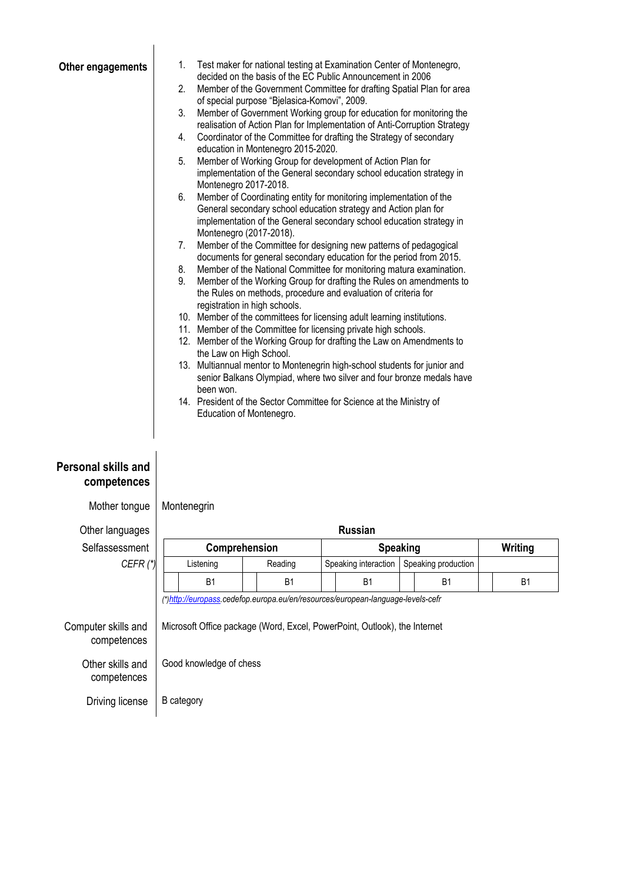## Other engagements

1. Test maker for national testing at Examination Center of Montenegro, decided on the basis of the EC Public Announcement in 2006
2. Member of the Government Committee for drafting Spatial Plan for area of special purpose "Bjelasica-Komovi", 2009.
3. Member of Government Working group for education for monitoring the realisation of Action Plan for Implementation of Anti-Corruption Strategy
4. Coordinator of the Committee for drafting the Strategy of secondary education in Montenegro 2015-2020.
5. Member of Working Group for development of Action Plan for implementation of the General secondary school education strategy in Montenegro 2017-2018.
6. Member of Coordinating entity for monitoring implementation of the General secondary school education strategy and Action plan for implementation of the General secondary school education strategy in Montenegro (2017-2018).
7. Member of the Committee for designing new patterns of pedagogical documents for general secondary education for the period from 2015.
8. Member of the National Committee for monitoring matura examination.
9. Member of the Working Group for drafting the Rules on amendments to the Rules on methods, procedure and evaluation of criteria for registration in high schools.
10. Member of the committees for licensing adult learning institutions.
11. Member of the Committee for licensing private high schools.
12. Member of the Working Group for drafting the Law on Amendments to the Law on High School.
13. Multiannual mentor to Montenegrin high-school students for junior and senior Balkans Olympiad, where two silver and four bronze medals have been won.
14. President of the Sector Committee for Science at the Ministry of Education of Montenegro.

## Personal skills and competences

**Mother tongue:** Montenegrin

**Other languages:** Russian

Selfassessment *CEFR (\*)*

| Comprehension | | Speaking | | Writing |
|---|---|---|---|---|
| Listening | Reading | Speaking interaction | Speaking production | |
| B1 | B1 | B1 | B1 | B1 |

*(\*)http://europass.cedefop.europa.eu/en/resources/european-language-levels-cefr*

**Computer skills and competences:** Microsoft Office package (Word, Excel, PowerPoint, Outlook), the Internet

**Other skills and competences:** Good knowledge of chess

**Driving license:** B category